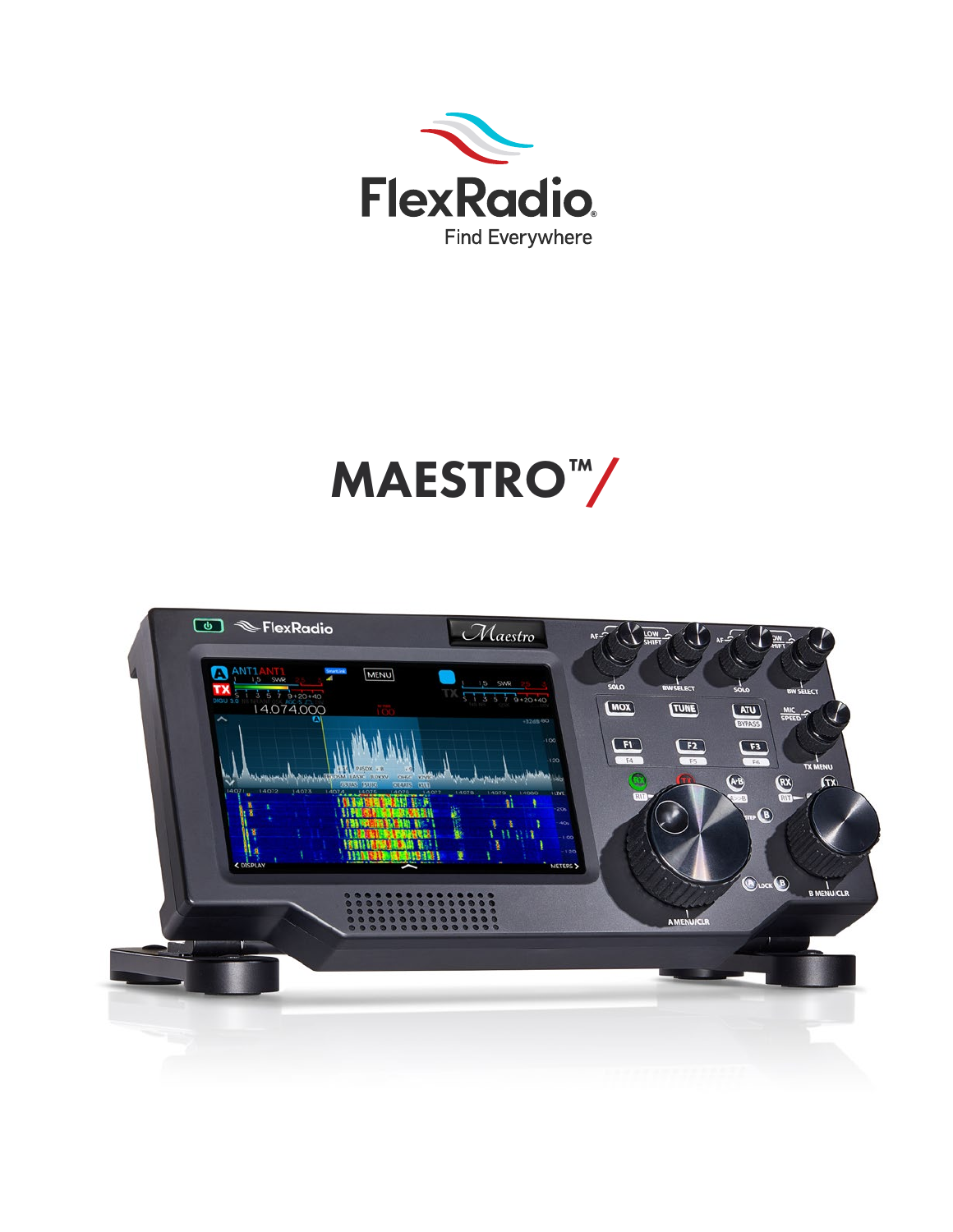FlexRadio

Find Everywhere

# MAESTRO™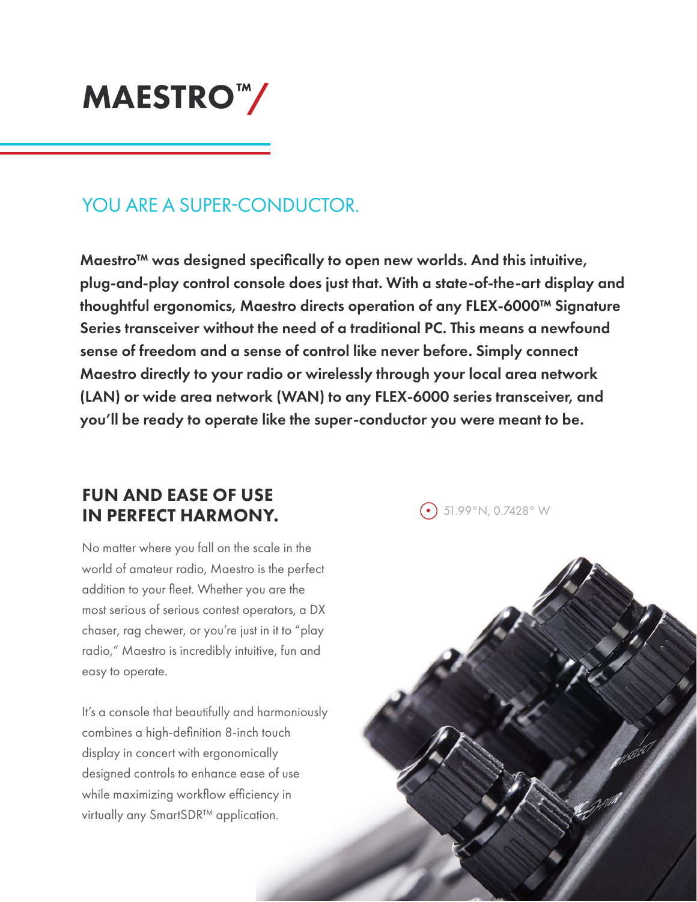# MAESTRO™/

## YOU ARE A SUPER-CONDUCTOR.

**Maestro™ was designed specifically to open new worlds. And this intuitive, plug-and-play control console does just that. With a state-of-the-art display and thoughtful ergonomics, Maestro directs operation of any FLEX-6000™ Signature Series transceiver without the need of a traditional PC. This means a newfound sense of freedom and a sense of control like never before. Simply connect Maestro directly to your radio or wirelessly through your local area network (LAN) or wide area network (WAN) to any FLEX-6000 series transceiver, and you'll be ready to operate like the super-conductor you were meant to be.**

### FUN AND EASE OF USE IN PERFECT HARMONY.

No matter where you fall on the scale in the world of amateur radio, Maestro is the perfect addition to your fleet. Whether you are the most serious of serious contest operators, a DX chaser, rag chewer, or you're just in it to "play radio," Maestro is incredibly intuitive, fun and easy to operate.

It's a console that beautifully and harmoniously combines a high-definition 8-inch touch display in concert with ergonomically designed controls to enhance ease of use while maximizing workflow efficiency in virtually any SmartSDR™ application.

51.99°N, 0.7428° W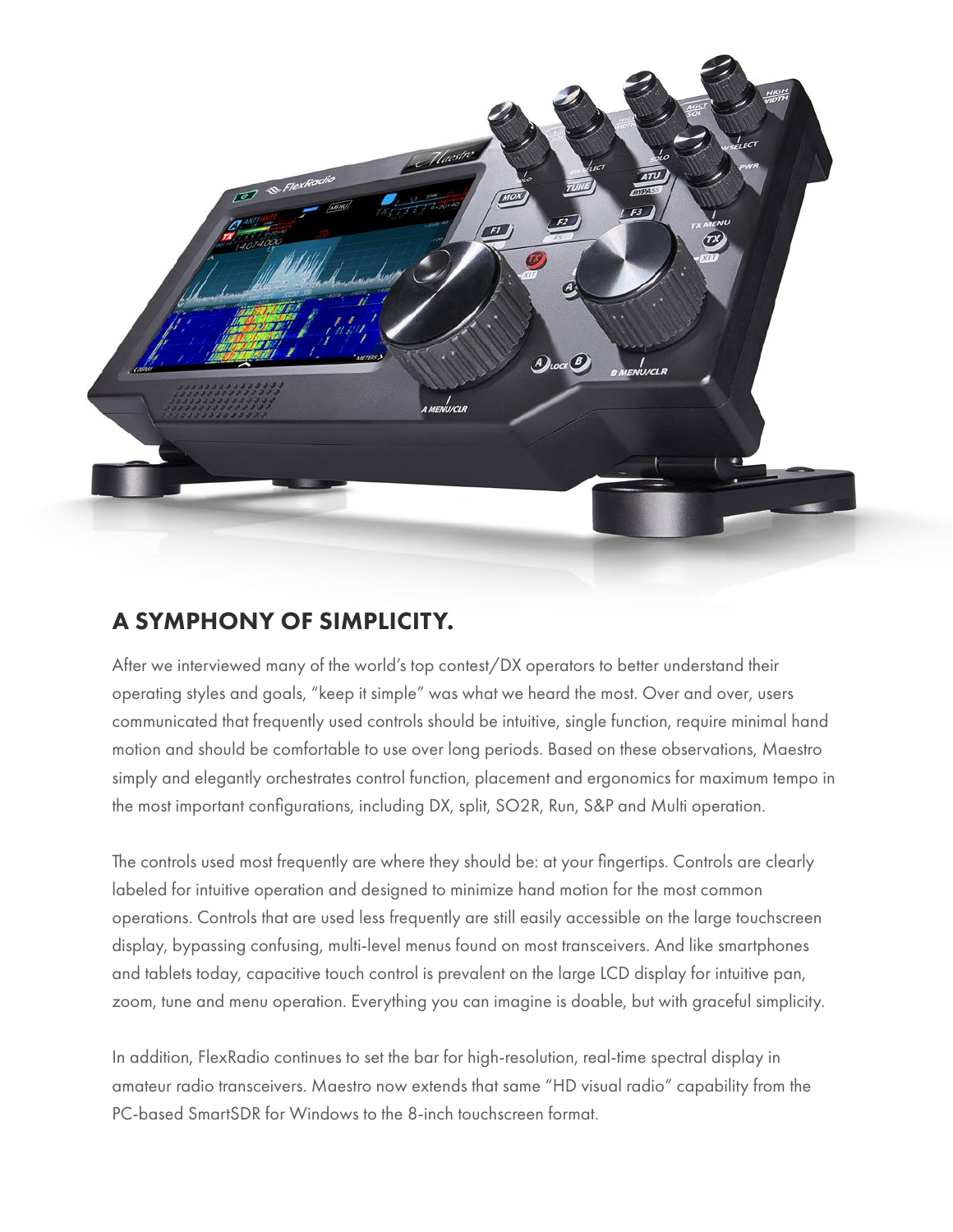## A SYMPHONY OF SIMPLICITY.

After we interviewed many of the world's top contest/DX operators to better understand their operating styles and goals, "keep it simple" was what we heard the most. Over and over, users communicated that frequently used controls should be intuitive, single function, require minimal hand motion and should be comfortable to use over long periods. Based on these observations, Maestro simply and elegantly orchestrates control function, placement and ergonomics for maximum tempo in the most important configurations, including DX, split, SO2R, Run, S&P and Multi operation.

The controls used most frequently are where they should be: at your fingertips. Controls are clearly labeled for intuitive operation and designed to minimize hand motion for the most common operations. Controls that are used less frequently are still easily accessible on the large touchscreen display, bypassing confusing, multi-level menus found on most transceivers. And like smartphones and tablets today, capacitive touch control is prevalent on the large LCD display for intuitive pan, zoom, tune and menu operation. Everything you can imagine is doable, but with graceful simplicity.

In addition, FlexRadio continues to set the bar for high-resolution, real-time spectral display in amateur radio transceivers. Maestro now extends that same "HD visual radio" capability from the PC-based SmartSDR for Windows to the 8-inch touchscreen format.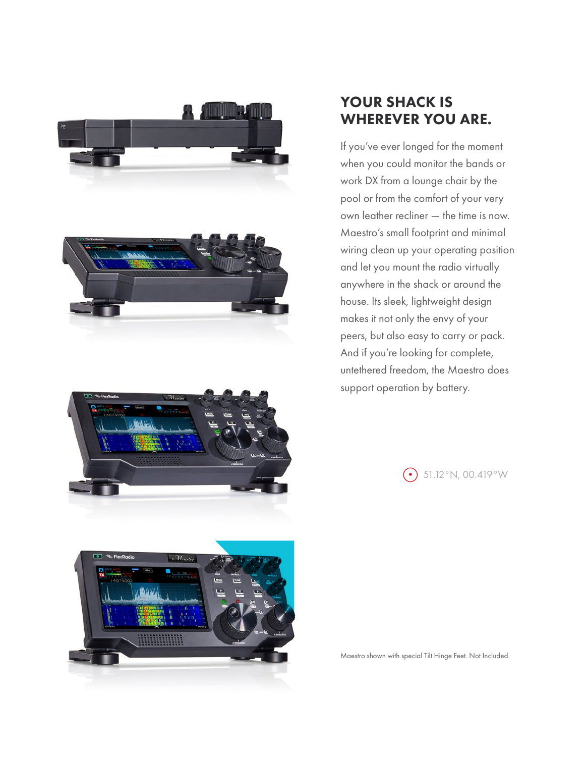## YOUR SHACK IS WHEREVER YOU ARE.

If you've ever longed for the moment when you could monitor the bands or work DX from a lounge chair by the pool or from the comfort of your very own leather recliner — the time is now. Maestro's small footprint and minimal wiring clean up your operating position and let you mount the radio virtually anywhere in the shack or around the house. Its sleek, lightweight design makes it not only the envy of your peers, but also easy to carry or pack. And if you're looking for complete, untethered freedom, the Maestro does support operation by battery.

51.12°N, 00.419°W

Maestro shown with special Tilt Hinge Feet. Not Included.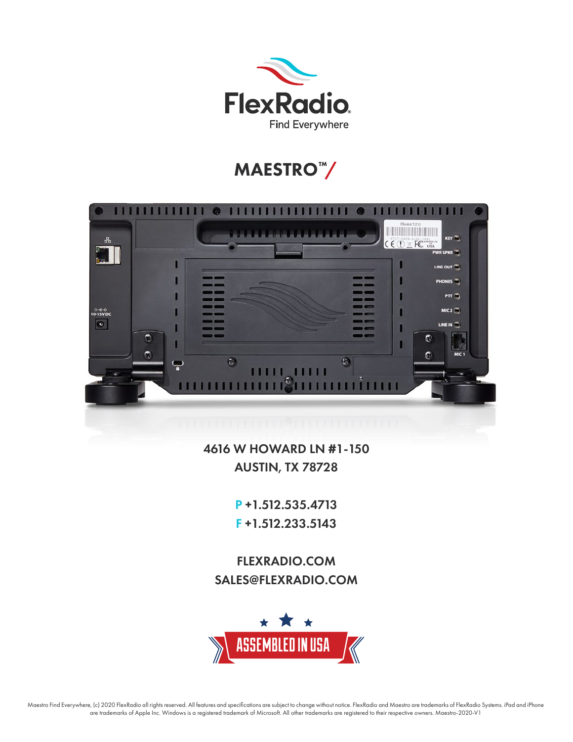FlexRadio

Find Everywhere

# MAESTRO™/

4616 W HOWARD LN #1-150
AUSTIN, TX 78728

P +1.512.535.4713
F +1.512.233.5143

FLEXRADIO.COM
SALES@FLEXRADIO.COM

ASSEMBLED IN USA

Maestro Find Everywhere, (c) 2020 FlexRadio all rights reserved. All features and specifications are subject to change without notice. FlexRadio and Maestro are trademarks of FlexRadio Systems. iPad and iPhone are trademarks of Apple Inc. Windows is a registered trademark of Microsoft. All other trademarks are registered to their respective owners. Maestro-2020-V1